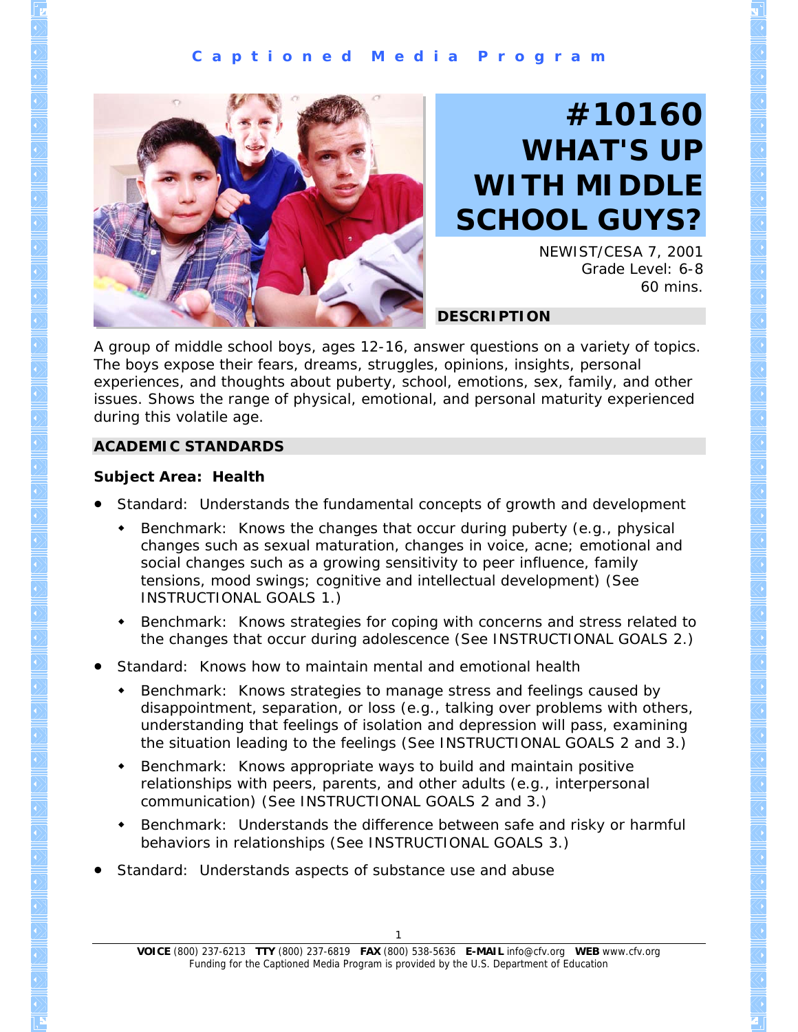Captioned Media Program

# #10160 WHAT'S UP WITH MIDDLE SCHOOL GUYS?

NEWIST/CESA 7, 2001
Grade Level: 6-8
60 mins.

## DESCRIPTION

A group of middle school boys, ages 12-16, answer questions on a variety of topics. The boys expose their fears, dreams, struggles, opinions, insights, personal experiences, and thoughts about puberty, school, emotions, sex, family, and other issues. Shows the range of physical, emotional, and personal maturity experienced during this volatile age.

## ACADEMIC STANDARDS

**Subject Area: Health**

- Standard: Understands the fundamental concepts of growth and development
  - Benchmark: Knows the changes that occur during puberty (e.g., physical changes such as sexual maturation, changes in voice, acne; emotional and social changes such as a growing sensitivity to peer influence, family tensions, mood swings; cognitive and intellectual development) (See INSTRUCTIONAL GOALS 1.)
  - Benchmark: Knows strategies for coping with concerns and stress related to the changes that occur during adolescence (See INSTRUCTIONAL GOALS 2.)
- Standard: Knows how to maintain mental and emotional health
  - Benchmark: Knows strategies to manage stress and feelings caused by disappointment, separation, or loss (e.g., talking over problems with others, understanding that feelings of isolation and depression will pass, examining the situation leading to the feelings (See INSTRUCTIONAL GOALS 2 and 3.)
  - Benchmark: Knows appropriate ways to build and maintain positive relationships with peers, parents, and other adults (e.g., interpersonal communication) (See INSTRUCTIONAL GOALS 2 and 3.)
  - Benchmark: Understands the difference between safe and risky or harmful behaviors in relationships (See INSTRUCTIONAL GOALS 3.)
- Standard: Understands aspects of substance use and abuse

**VOICE** (800) 237-6213 **TTY** (800) 237-6819 **FAX** (800) 538-5636 **E-MAIL** info@cfv.org **WEB** www.cfv.org
Funding for the Captioned Media Program is provided by the U.S. Department of Education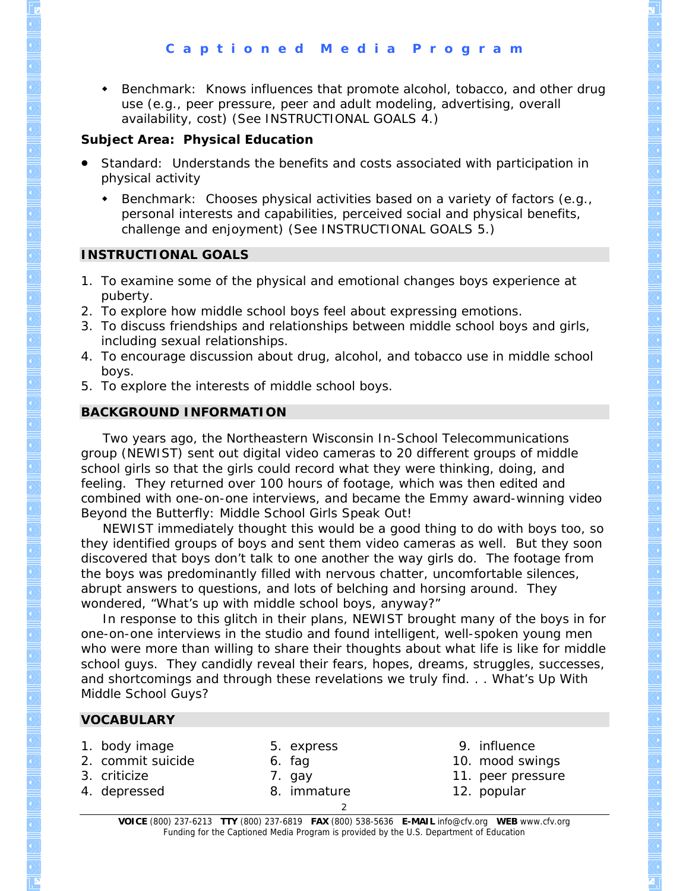- Benchmark: Knows influences that promote alcohol, tobacco, and other drug use (e.g., peer pressure, peer and adult modeling, advertising, overall availability, cost) (See INSTRUCTIONAL GOALS 4.)

**Subject Area: Physical Education**

- Standard: Understands the benefits and costs associated with participation in physical activity
  - Benchmark: Chooses physical activities based on a variety of factors (e.g., personal interests and capabilities, perceived social and physical benefits, challenge and enjoyment) (See INSTRUCTIONAL GOALS 5.)

## INSTRUCTIONAL GOALS

1. To examine some of the physical and emotional changes boys experience at puberty.
2. To explore how middle school boys feel about expressing emotions.
3. To discuss friendships and relationships between middle school boys and girls, including sexual relationships.
4. To encourage discussion about drug, alcohol, and tobacco use in middle school boys.
5. To explore the interests of middle school boys.

## BACKGROUND INFORMATION

Two years ago, the Northeastern Wisconsin In-School Telecommunications group (NEWIST) sent out digital video cameras to 20 different groups of middle school girls so that the girls could record what they were thinking, doing, and feeling. They returned over 100 hours of footage, which was then edited and combined with one-on-one interviews, and became the Emmy award-winning video Beyond the Butterfly: Middle School Girls Speak Out!

NEWIST immediately thought this would be a good thing to do with boys too, so they identified groups of boys and sent them video cameras as well. But they soon discovered that boys don't talk to one another the way girls do. The footage from the boys was predominantly filled with nervous chatter, uncomfortable silences, abrupt answers to questions, and lots of belching and horsing around. They wondered, "What's up with middle school boys, anyway?"

In response to this glitch in their plans, NEWIST brought many of the boys in for one-on-one interviews in the studio and found intelligent, well-spoken young men who were more than willing to share their thoughts about what life is like for middle school guys. They candidly reveal their fears, hopes, dreams, struggles, successes, and shortcomings and through these revelations we truly find. . . What's Up With Middle School Guys?

## VOCABULARY

1. body image
2. commit suicide
3. criticize
4. depressed
5. express
6. fag
7. gay
8. immature
9. influence
10. mood swings
11. peer pressure
12. popular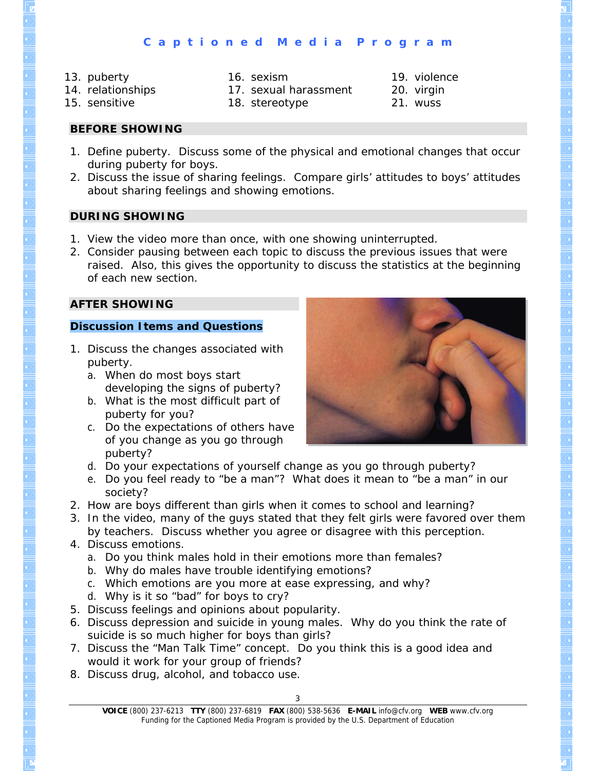13. puberty
14. relationships
15. sensitive
16. sexism
17. sexual harassment
18. stereotype
19. violence
20. virgin
21. wuss

## BEFORE SHOWING

1. Define puberty. Discuss some of the physical and emotional changes that occur during puberty for boys.
2. Discuss the issue of sharing feelings. Compare girls' attitudes to boys' attitudes about sharing feelings and showing emotions.

## DURING SHOWING

1. View the video more than once, with one showing uninterrupted.
2. Consider pausing between each topic to discuss the previous issues that were raised. Also, this gives the opportunity to discuss the statistics at the beginning of each new section.

## AFTER SHOWING

### Discussion Items and Questions

1. Discuss the changes associated with puberty.
   a. When do most boys start developing the signs of puberty?
   b. What is the most difficult part of puberty for you?
   c. Do the expectations of others have of you change as you go through puberty?
   d. Do your expectations of yourself change as you go through puberty?
   e. Do you feel ready to "be a man"? What does it mean to "be a man" in our society?
2. How are boys different than girls when it comes to school and learning?
3. In the video, many of the guys stated that they felt girls were favored over them by teachers. Discuss whether you agree or disagree with this perception.
4. Discuss emotions.
   a. Do you think males hold in their emotions more than females?
   b. Why do males have trouble identifying emotions?
   c. Which emotions are you more at ease expressing, and why?
   d. Why is it so "bad" for boys to cry?
5. Discuss feelings and opinions about popularity.
6. Discuss depression and suicide in young males. Why do you think the rate of suicide is so much higher for boys than girls?
7. Discuss the "Man Talk Time" concept. Do you think this is a good idea and would it work for your group of friends?
8. Discuss drug, alcohol, and tobacco use.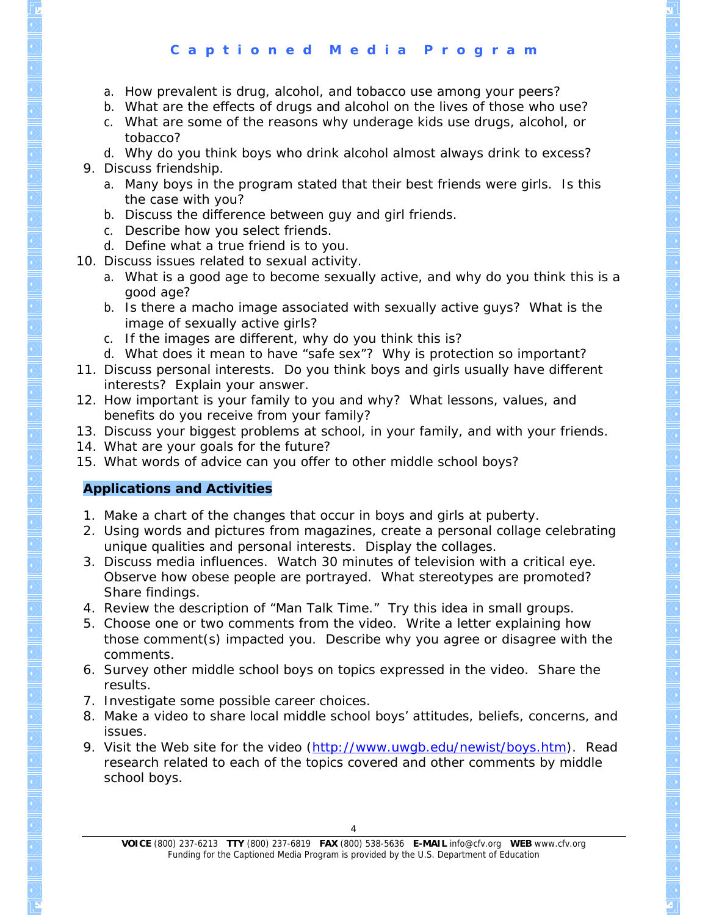a. How prevalent is drug, alcohol, and tobacco use among your peers?
   b. What are the effects of drugs and alcohol on the lives of those who use?
   c. What are some of the reasons why underage kids use drugs, alcohol, or tobacco?
   d. Why do you think boys who drink alcohol almost always drink to excess?
9. Discuss friendship.
   a. Many boys in the program stated that their best friends were girls. Is this the case with you?
   b. Discuss the difference between guy and girl friends.
   c. Describe how you select friends.
   d. Define what a true friend is to you.
10. Discuss issues related to sexual activity.
   a. What is a good age to become sexually active, and why do you think this is a good age?
   b. Is there a macho image associated with sexually active guys? What is the image of sexually active girls?
   c. If the images are different, why do you think this is?
   d. What does it mean to have "safe sex"? Why is protection so important?
11. Discuss personal interests. Do you think boys and girls usually have different interests? Explain your answer.
12. How important is your family to you and why? What lessons, values, and benefits do you receive from your family?
13. Discuss your biggest problems at school, in your family, and with your friends.
14. What are your goals for the future?
15. What words of advice can you offer to other middle school boys?

## Applications and Activities

1. Make a chart of the changes that occur in boys and girls at puberty.
2. Using words and pictures from magazines, create a personal collage celebrating unique qualities and personal interests. Display the collages.
3. Discuss media influences. Watch 30 minutes of television with a critical eye. Observe how obese people are portrayed. What stereotypes are promoted? Share findings.
4. Review the description of "Man Talk Time." Try this idea in small groups.
5. Choose one or two comments from the video. Write a letter explaining how those comment(s) impacted you. Describe why you agree or disagree with the comments.
6. Survey other middle school boys on topics expressed in the video. Share the results.
7. Investigate some possible career choices.
8. Make a video to share local middle school boys' attitudes, beliefs, concerns, and issues.
9. Visit the Web site for the video (http://www.uwgb.edu/newist/boys.htm). Read research related to each of the topics covered and other comments by middle school boys.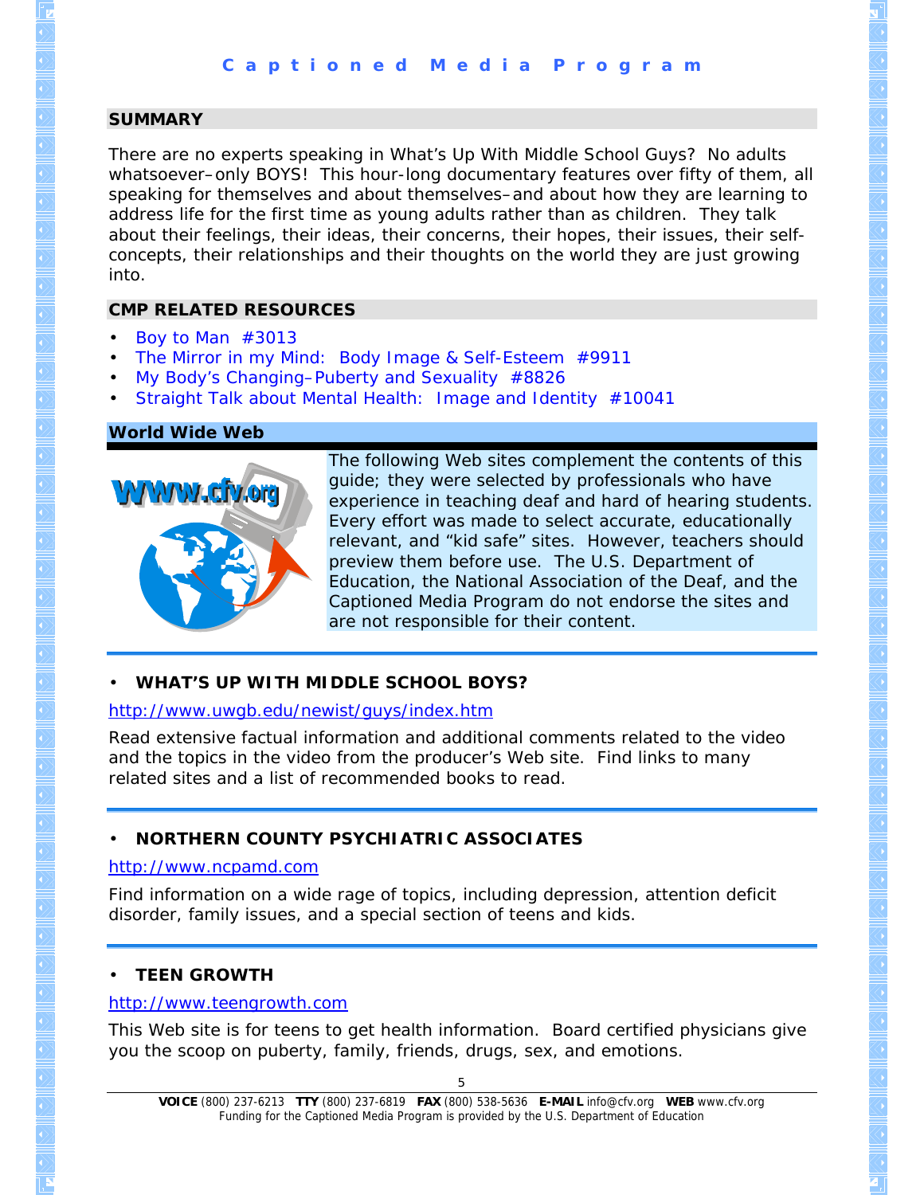## SUMMARY

There are no experts speaking in What's Up With Middle School Guys? No adults whatsoever–only BOYS! This hour-long documentary features over fifty of them, all speaking for themselves and about themselves–and about how they are learning to address life for the first time as young adults rather than as children. They talk about their feelings, their ideas, their concerns, their hopes, their issues, their self-concepts, their relationships and their thoughts on the world they are just growing into.

## CMP RELATED RESOURCES

- Boy to Man #3013
- The Mirror in my Mind: Body Image & Self-Esteem #9911
- My Body's Changing–Puberty and Sexuality #8826
- Straight Talk about Mental Health: Image and Identity #10041

## World Wide Web

The following Web sites complement the contents of this guide; they were selected by professionals who have experience in teaching deaf and hard of hearing students. Every effort was made to select accurate, educationally relevant, and "kid safe" sites. However, teachers should preview them before use. The U.S. Department of Education, the National Association of the Deaf, and the Captioned Media Program do not endorse the sites and are not responsible for their content.

- **WHAT'S UP WITH MIDDLE SCHOOL BOYS?**

http://www.uwgb.edu/newist/guys/index.htm

Read extensive factual information and additional comments related to the video and the topics in the video from the producer's Web site. Find links to many related sites and a list of recommended books to read.

- **NORTHERN COUNTY PSYCHIATRIC ASSOCIATES**

http://www.ncpamd.com

Find information on a wide rage of topics, including depression, attention deficit disorder, family issues, and a special section of teens and kids.

- **TEEN GROWTH**

http://www.teengrowth.com

This Web site is for teens to get health information. Board certified physicians give you the scoop on puberty, family, friends, drugs, sex, and emotions.